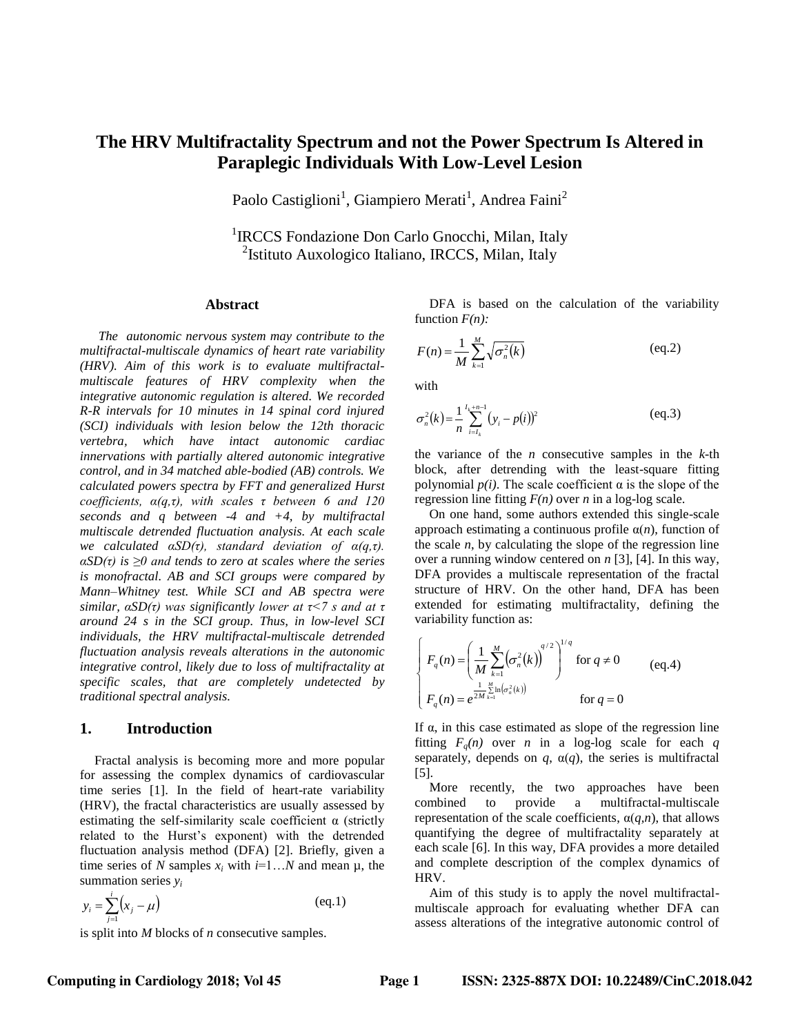# The HRV Multifractality Spectrum and not the Power Spectrum Is Altered in Paraplegic Individuals With Low-Level Lesion

Paolo Castiglioni[1], Giampiero Merati[1], Andrea Faini[2]

[1]IRCCS Fondazione Don Carlo Gnocchi, Milan, Italy
[2]Istituto Auxologico Italiano, IRCCS, Milan, Italy

## Abstract

*The autonomic nervous system may contribute to the multifractal-multiscale dynamics of heart rate variability (HRV). Aim of this work is to evaluate multifractal-multiscale features of HRV complexity when the integrative autonomic regulation is altered. We recorded R-R intervals for 10 minutes in 14 spinal cord injured (SCI) individuals with lesion below the 12th thoracic vertebra, which have intact autonomic cardiac innervations with partially altered autonomic integrative control, and in 34 matched able-bodied (AB) controls. We calculated powers spectra by FFT and generalized Hurst coefficients, $\alpha(q,\tau)$, with scales $\tau$ between 6 and 120 seconds and q between -4 and +4, by multifractal multiscale detrended fluctuation analysis. At each scale we calculated $\alpha SD(\tau)$, standard deviation of $\alpha(q,\tau)$. $\alpha SD(\tau)$ is $\geq 0$ and tends to zero at scales where the series is monofractal. AB and SCI groups were compared by Mann–Whitney test. While SCI and AB spectra were similar, $\alpha SD(\tau)$ was significantly lower at $\tau<7$ s and at $\tau$ around 24 s in the SCI group. Thus, in low-level SCI individuals, the HRV multifractal-multiscale detrended fluctuation analysis reveals alterations in the autonomic integrative control, likely due to loss of multifractality at specific scales, that are completely undetected by traditional spectral analysis.*

## 1. Introduction

Fractal analysis is becoming more and more popular for assessing the complex dynamics of cardiovascular time series [1]. In the field of heart-rate variability (HRV), the fractal characteristics are usually assessed by estimating the self-similarity scale coefficient $\alpha$ (strictly related to the Hurst's exponent) with the detrended fluctuation analysis method (DFA) [2]. Briefly, given a time series of $N$ samples $x_i$ with $i$=1…$N$ and mean $\mu$, the summation series $y_i$

$$y_i = \sum_{j=1}^{i} \left(x_j - \mu\right) \qquad \text{(eq.1)}$$

is split into $M$ blocks of $n$ consecutive samples.

DFA is based on the calculation of the variability function $F(n)$:

$$F(n) = \frac{1}{M}\sum_{k=1}^{M}\sqrt{\sigma_n^2(k)} \qquad \text{(eq.2)}$$

with

$$\sigma_n^2(k) = \frac{1}{n}\sum_{i=I_k}^{I_k+n-1}\left(y_i - p(i)\right)^2 \qquad \text{(eq.3)}$$

the variance of the $n$ consecutive samples in the $k$-th block, after detrending with the least-square fitting polynomial $p(i)$. The scale coefficient $\alpha$ is the slope of the regression line fitting $F(n)$ over $n$ in a log-log scale.

On one hand, some authors extended this single-scale approach estimating a continuous profile $\alpha(n)$, function of the scale $n$, by calculating the slope of the regression line over a running window centered on $n$ [3], [4]. In this way, DFA provides a multiscale representation of the fractal structure of HRV. On the other hand, DFA has been extended for estimating multifractality, defining the variability function as:

$$\begin{cases} F_q(n) = \left(\dfrac{1}{M}\displaystyle\sum_{k=1}^{M}\left(\sigma_n^2(k)\right)^{q/2}\right)^{1/q} & \text{for } q \neq 0 \\ F_q(n) = e^{\frac{1}{2M}\sum_{k=1}^{M}\ln\left(\sigma_n^2(k)\right)} & \text{for } q = 0 \end{cases} \qquad \text{(eq.4)}$$

If $\alpha$, in this case estimated as slope of the regression line fitting $F_q(n)$ over $n$ in a log-log scale for each $q$ separately, depends on $q$, $\alpha(q)$, the series is multifractal [5].

More recently, the two approaches have been combined to provide a multifractal-multiscale representation of the scale coefficients, $\alpha(q,n)$, that allows quantifying the degree of multifractality separately at each scale [6]. In this way, DFA provides a more detailed and complete description of the complex dynamics of HRV.

Aim of this study is to apply the novel multifractal-multiscale approach for evaluating whether DFA can assess alterations of the integrative autonomic control of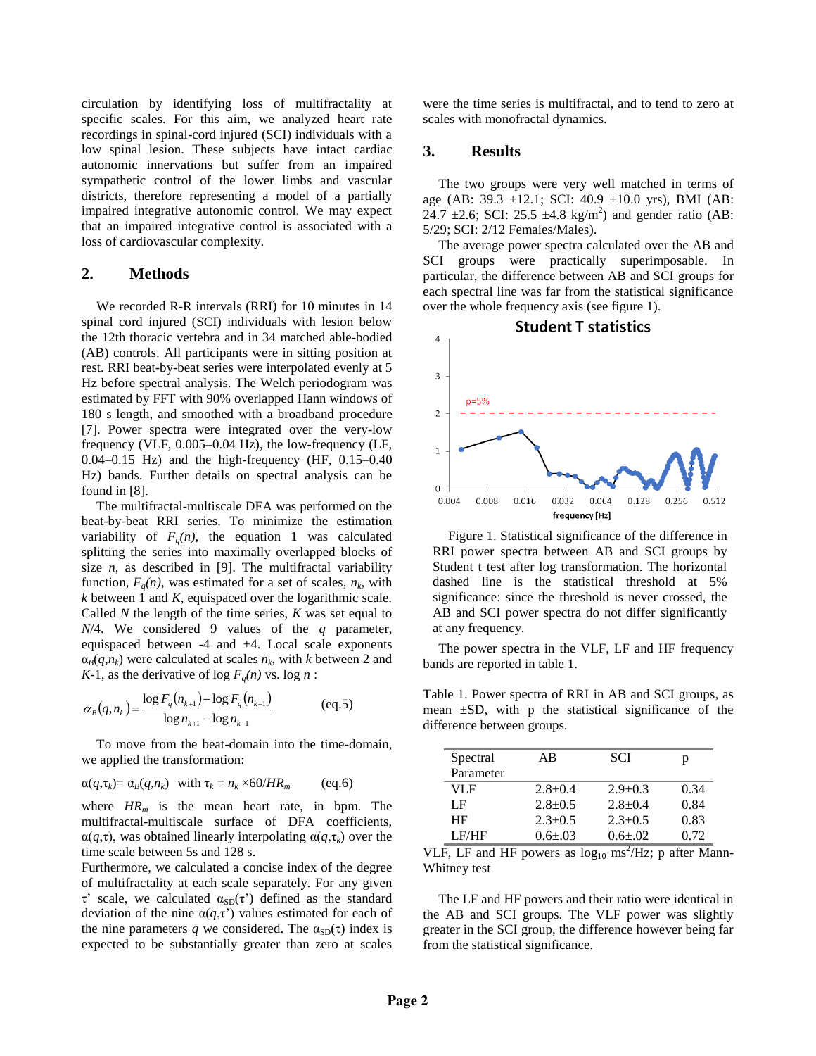circulation by identifying loss of multifractality at specific scales. For this aim, we analyzed heart rate recordings in spinal-cord injured (SCI) individuals with a low spinal lesion. These subjects have intact cardiac autonomic innervations but suffer from an impaired sympathetic control of the lower limbs and vascular districts, therefore representing a model of a partially impaired integrative autonomic control. We may expect that an impaired integrative control is associated with a loss of cardiovascular complexity.

## 2. Methods

We recorded R-R intervals (RRI) for 10 minutes in 14 spinal cord injured (SCI) individuals with lesion below the 12th thoracic vertebra and in 34 matched able-bodied (AB) controls. All participants were in sitting position at rest. RRI beat-by-beat series were interpolated evenly at 5 Hz before spectral analysis. The Welch periodogram was estimated by FFT with 90% overlapped Hann windows of 180 s length, and smoothed with a broadband procedure [7]. Power spectra were integrated over the very-low frequency (VLF, 0.005–0.04 Hz), the low-frequency (LF, 0.04–0.15 Hz) and the high-frequency (HF, 0.15–0.40 Hz) bands. Further details on spectral analysis can be found in [8].

The multifractal-multiscale DFA was performed on the beat-by-beat RRI series. To minimize the estimation variability of $F_q(n)$, the equation 1 was calculated splitting the series into maximally overlapped blocks of size $n$, as described in [9]. The multifractal variability function, $F_q(n)$, was estimated for a set of scales, $n_k$, with $k$ between 1 and $K$, equispaced over the logarithmic scale. Called $N$ the length of the time series, $K$ was set equal to $N/4$. We considered 9 values of the $q$ parameter, equispaced between -4 and +4. Local scale exponents $\alpha_B(q,n_k)$ were calculated at scales $n_k$, with $k$ between 2 and $K$-1, as the derivative of $\log F_q(n)$ vs. $\log n$ :

$$\alpha_B(q,n_k) = \frac{\log F_q(n_{k+1}) - \log F_q(n_{k-1})}{\log n_{k+1} - \log n_{k-1}} \qquad \text{(eq.5)}$$

To move from the beat-domain into the time-domain, we applied the transformation:

$$\alpha(q,\tau_k) = \alpha_B(q,n_k) \quad \text{with } \tau_k = n_k \times 60/HR_m \qquad \text{(eq.6)}$$

where $HR_m$ is the mean heart rate, in bpm. The multifractal-multiscale surface of DFA coefficients, $\alpha(q,\tau)$, was obtained linearly interpolating $\alpha(q,\tau_k)$ over the time scale between 5s and 128 s.

Furthermore, we calculated a concise index of the degree of multifractality at each scale separately. For any given $\tau$' scale, we calculated $\alpha_{SD}(\tau')$ defined as the standard deviation of the nine $\alpha(q,\tau')$ values estimated for each of the nine parameters $q$ we considered. The $\alpha_{SD}(\tau)$ index is expected to be substantially greater than zero at scales were the time series is multifractal, and to tend to zero at scales with monofractal dynamics.

## 3. Results

The two groups were very well matched in terms of age (AB: 39.3 ±12.1; SCI: 40.9 ±10.0 yrs), BMI (AB: 24.7 ±2.6; SCI: 25.5 ±4.8 kg/m$^2$) and gender ratio (AB: 5/29; SCI: 2/12 Females/Males).

The average power spectra calculated over the AB and SCI groups were practically superimposable. In particular, the difference between AB and SCI groups for each spectral line was far from the statistical significance over the whole frequency axis (see figure 1).

Figure 1. Statistical significance of the difference in RRI power spectra between AB and SCI groups by Student t test after log transformation. The horizontal dashed line is the statistical threshold at 5% significance: since the threshold is never crossed, the AB and SCI power spectra do not differ significantly at any frequency.

The power spectra in the VLF, LF and HF frequency bands are reported in table 1.

Table 1. Power spectra of RRI in AB and SCI groups, as mean ±SD, with p the statistical significance of the difference between groups.

| Spectral Parameter | AB | SCI | p |
|---|---|---|---|
| VLF | 2.8±0.4 | 2.9±0.3 | 0.34 |
| LF | 2.8±0.5 | 2.8±0.4 | 0.84 |
| HF | 2.3±0.5 | 2.3±0.5 | 0.83 |
| LF/HF | 0.6±.03 | 0.6±.02 | 0.72 |

VLF, LF and HF powers as $\log_{10}$ ms$^2$/Hz; p after Mann-Whitney test

The LF and HF powers and their ratio were identical in the AB and SCI groups. The VLF power was slightly greater in the SCI group, the difference however being far from the statistical significance.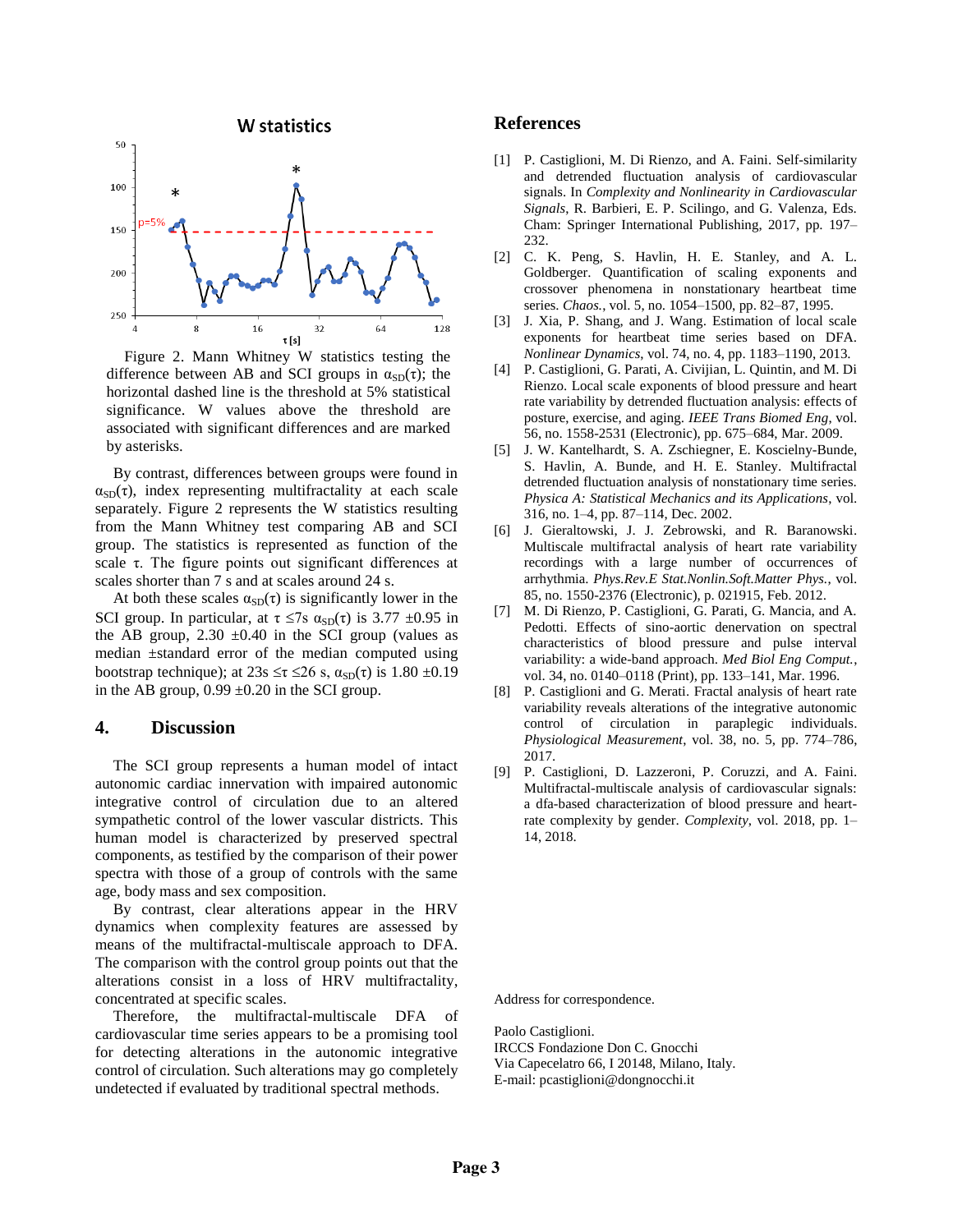W statistics

50
100
150
200
250
p=5%
*
*
4
8
16
32
64
128
τ [s]

Figure 2. Mann Whitney W statistics testing the difference between AB and SCI groups in $\alpha_{SD}(\tau)$; the horizontal dashed line is the threshold at 5% statistical significance. W values above the threshold are associated with significant differences and are marked by asterisks.

By contrast, differences between groups were found in $\alpha_{SD}(\tau)$, index representing multifractality at each scale separately. Figure 2 represents the W statistics resulting from the Mann Whitney test comparing AB and SCI group. The statistics is represented as function of the scale τ. The figure points out significant differences at scales shorter than 7 s and at scales around 24 s.

At both these scales $\alpha_{SD}(\tau)$ is significantly lower in the SCI group. In particular, at $\tau \leq 7$s $\alpha_{SD}(\tau)$ is 3.77 ±0.95 in the AB group, 2.30 ±0.40 in the SCI group (values as median ±standard error of the median computed using bootstrap technique); at 23s $\leq \tau \leq$26 s, $\alpha_{SD}(\tau)$ is 1.80 ±0.19 in the AB group, 0.99 ±0.20 in the SCI group.

## 4. Discussion

The SCI group represents a human model of intact autonomic cardiac innervation with impaired autonomic integrative control of circulation due to an altered sympathetic control of the lower vascular districts. This human model is characterized by preserved spectral components, as testified by the comparison of their power spectra with those of a group of controls with the same age, body mass and sex composition.

By contrast, clear alterations appear in the HRV dynamics when complexity features are assessed by means of the multifractal-multiscale approach to DFA. The comparison with the control group points out that the alterations consist in a loss of HRV multifractality, concentrated at specific scales.

Therefore, the multifractal-multiscale DFA of cardiovascular time series appears to be a promising tool for detecting alterations in the autonomic integrative control of circulation. Such alterations may go completely undetected if evaluated by traditional spectral methods.

## References

[1] P. Castiglioni, M. Di Rienzo, and A. Faini. Self-similarity and detrended fluctuation analysis of cardiovascular signals. In *Complexity and Nonlinearity in Cardiovascular Signals*, R. Barbieri, E. P. Scilingo, and G. Valenza, Eds. Cham: Springer International Publishing, 2017, pp. 197–232.

[2] C. K. Peng, S. Havlin, H. E. Stanley, and A. L. Goldberger. Quantification of scaling exponents and crossover phenomena in nonstationary heartbeat time series. *Chaos.*, vol. 5, no. 1054–1500, pp. 82–87, 1995.

[3] J. Xia, P. Shang, and J. Wang. Estimation of local scale exponents for heartbeat time series based on DFA. *Nonlinear Dynamics*, vol. 74, no. 4, pp. 1183–1190, 2013.

[4] P. Castiglioni, G. Parati, A. Civijian, L. Quintin, and M. Di Rienzo. Local scale exponents of blood pressure and heart rate variability by detrended fluctuation analysis: effects of posture, exercise, and aging. *IEEE Trans Biomed Eng*, vol. 56, no. 1558-2531 (Electronic), pp. 675–684, Mar. 2009.

[5] J. W. Kantelhardt, S. A. Zschiegner, E. Koscielny-Bunde, S. Havlin, A. Bunde, and H. E. Stanley. Multifractal detrended fluctuation analysis of nonstationary time series. *Physica A: Statistical Mechanics and its Applications*, vol. 316, no. 1–4, pp. 87–114, Dec. 2002.

[6] J. Gieraltowski, J. J. Zebrowski, and R. Baranowski. Multiscale multifractal analysis of heart rate variability recordings with a large number of occurrences of arrhythmia. *Phys.Rev.E Stat.Nonlin.Soft.Matter Phys.*, vol. 85, no. 1550-2376 (Electronic), p. 021915, Feb. 2012.

[7] M. Di Rienzo, P. Castiglioni, G. Parati, G. Mancia, and A. Pedotti. Effects of sino-aortic denervation on spectral characteristics of blood pressure and pulse interval variability: a wide-band approach. *Med Biol Eng Comput.*, vol. 34, no. 0140–0118 (Print), pp. 133–141, Mar. 1996.

[8] P. Castiglioni and G. Merati. Fractal analysis of heart rate variability reveals alterations of the integrative autonomic control of circulation in paraplegic individuals. *Physiological Measurement*, vol. 38, no. 5, pp. 774–786, 2017.

[9] P. Castiglioni, D. Lazzeroni, P. Coruzzi, and A. Faini. Multifractal-multiscale analysis of cardiovascular signals: a dfa-based characterization of blood pressure and heart-rate complexity by gender. *Complexity*, vol. 2018, pp. 1–14, 2018.

Address for correspondence.

Paolo Castiglioni.
IRCCS Fondazione Don C. Gnocchi
Via Capecelatro 66, I 20148, Milano, Italy.
E-mail: pcastiglioni@dongnocchi.it